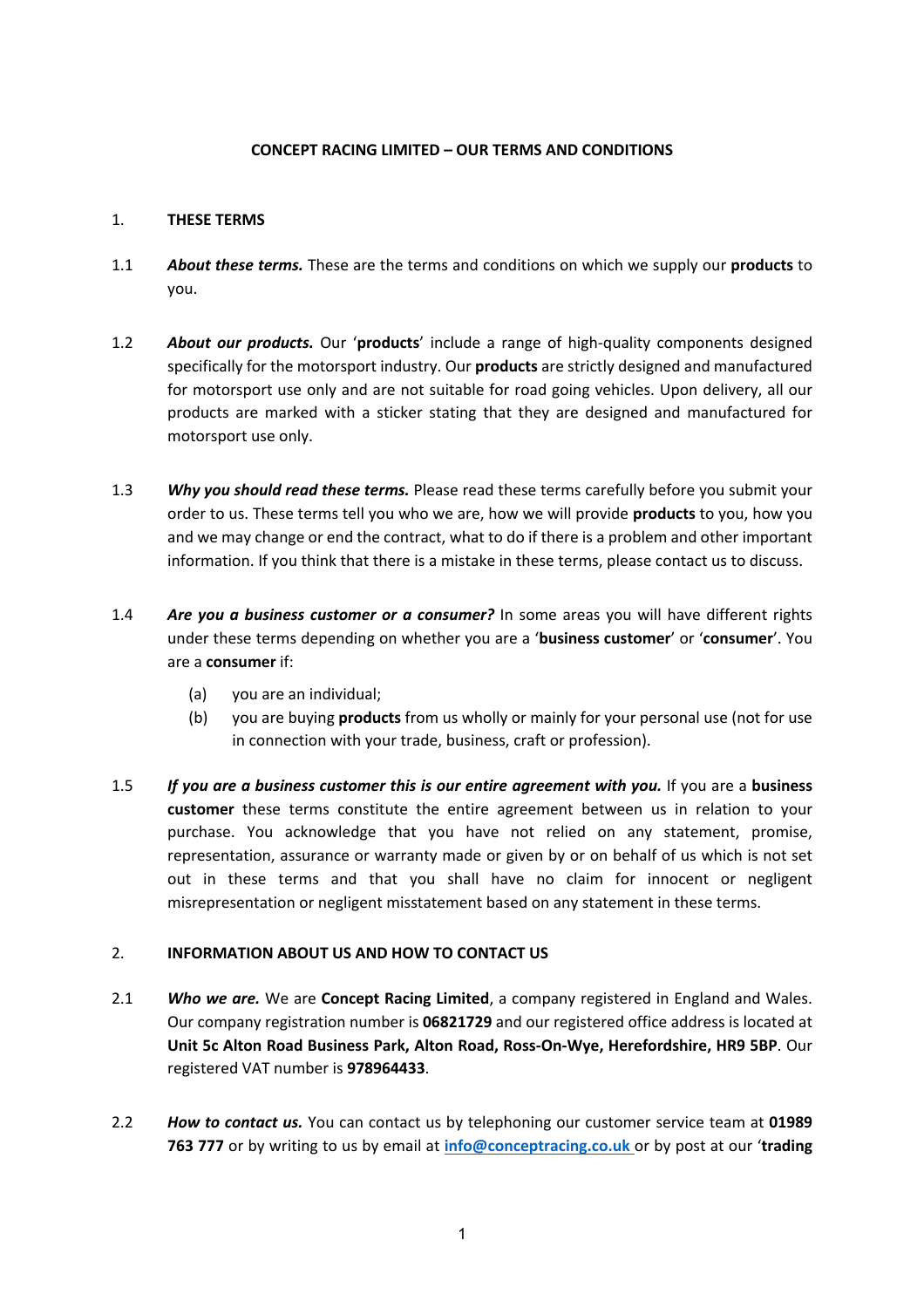# CONCEPT RACING LIMITED – OUR TERMS AND CONDITIONS

## 1. THESE TERMS

1.1 ***About these terms.*** These are the terms and conditions on which we supply our **products** to you.

1.2 ***About our products.*** Our '**products**' include a range of high-quality components designed specifically for the motorsport industry. Our **products** are strictly designed and manufactured for motorsport use only and are not suitable for road going vehicles. Upon delivery, all our products are marked with a sticker stating that they are designed and manufactured for motorsport use only.

1.3 ***Why you should read these terms.*** Please read these terms carefully before you submit your order to us. These terms tell you who we are, how we will provide **products** to you, how you and we may change or end the contract, what to do if there is a problem and other important information. If you think that there is a mistake in these terms, please contact us to discuss.

1.4 ***Are you a business customer or a consumer?*** In some areas you will have different rights under these terms depending on whether you are a '**business customer**' or '**consumer**'. You are a **consumer** if:

(a) you are an individual;

(b) you are buying **products** from us wholly or mainly for your personal use (not for use in connection with your trade, business, craft or profession).

1.5 ***If you are a business customer this is our entire agreement with you.*** If you are a **business customer** these terms constitute the entire agreement between us in relation to your purchase. You acknowledge that you have not relied on any statement, promise, representation, assurance or warranty made or given by or on behalf of us which is not set out in these terms and that you shall have no claim for innocent or negligent misrepresentation or negligent misstatement based on any statement in these terms.

## 2. INFORMATION ABOUT US AND HOW TO CONTACT US

2.1 ***Who we are.*** We are **Concept Racing Limited**, a company registered in England and Wales. Our company registration number is **06821729** and our registered office address is located at **Unit 5c Alton Road Business Park, Alton Road, Ross-On-Wye, Herefordshire, HR9 5BP**. Our registered VAT number is **978964433**.

2.2 ***How to contact us.*** You can contact us by telephoning our customer service team at **01989 763 777** or by writing to us by email at **info@conceptracing.co.uk** or by post at our '**trading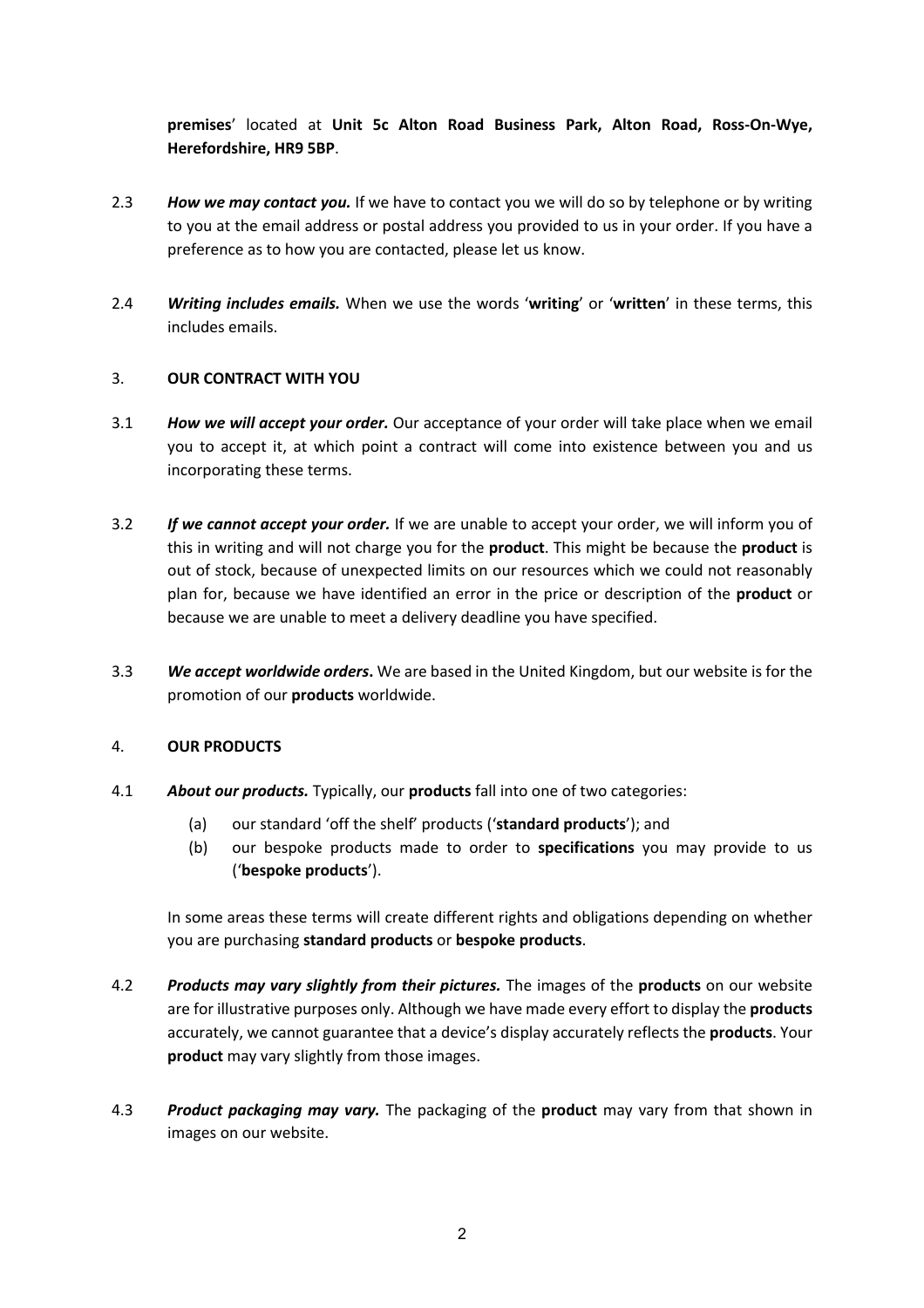**premises**' located at **Unit 5c Alton Road Business Park, Alton Road, Ross-On-Wye, Herefordshire, HR9 5BP**.

2.3 ***How we may contact you.*** If we have to contact you we will do so by telephone or by writing to you at the email address or postal address you provided to us in your order. If you have a preference as to how you are contacted, please let us know.

2.4 ***Writing includes emails.*** When we use the words '**writing**' or '**written**' in these terms, this includes emails.

## 3. OUR CONTRACT WITH YOU

3.1 ***How we will accept your order.*** Our acceptance of your order will take place when we email you to accept it, at which point a contract will come into existence between you and us incorporating these terms.

3.2 ***If we cannot accept your order.*** If we are unable to accept your order, we will inform you of this in writing and will not charge you for the **product**. This might be because the **product** is out of stock, because of unexpected limits on our resources which we could not reasonably plan for, because we have identified an error in the price or description of the **product** or because we are unable to meet a delivery deadline you have specified.

3.3 ***We accept worldwide orders***. We are based in the United Kingdom, but our website is for the promotion of our **products** worldwide.

## 4. OUR PRODUCTS

4.1 ***About our products.*** Typically, our **products** fall into one of two categories:

(a) our standard 'off the shelf' products ('**standard products**'); and

(b) our bespoke products made to order to **specifications** you may provide to us ('**bespoke products**').

In some areas these terms will create different rights and obligations depending on whether you are purchasing **standard products** or **bespoke products**.

4.2 ***Products may vary slightly from their pictures.*** The images of the **products** on our website are for illustrative purposes only. Although we have made every effort to display the **products** accurately, we cannot guarantee that a device's display accurately reflects the **products**. Your **product** may vary slightly from those images.

4.3 ***Product packaging may vary.*** The packaging of the **product** may vary from that shown in images on our website.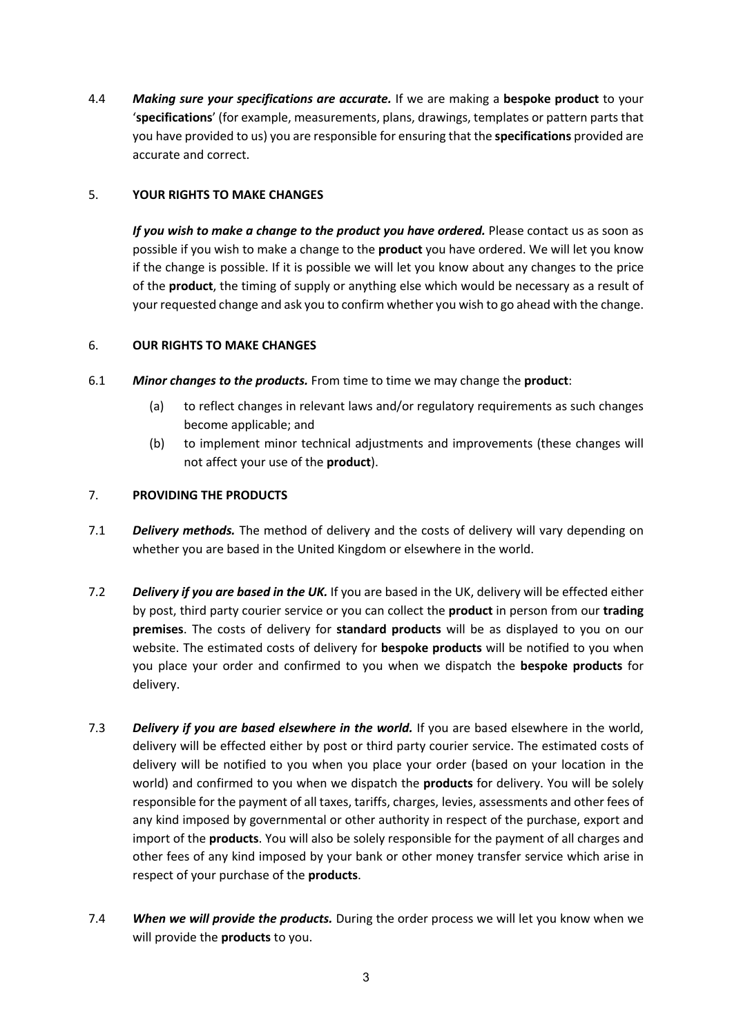4.4 ***Making sure your specifications are accurate.*** If we are making a **bespoke product** to your '**specifications**' (for example, measurements, plans, drawings, templates or pattern parts that you have provided to us) you are responsible for ensuring that the **specifications** provided are accurate and correct.

## 5. YOUR RIGHTS TO MAKE CHANGES

***If you wish to make a change to the product you have ordered.*** Please contact us as soon as possible if you wish to make a change to the **product** you have ordered. We will let you know if the change is possible. If it is possible we will let you know about any changes to the price of the **product**, the timing of supply or anything else which would be necessary as a result of your requested change and ask you to confirm whether you wish to go ahead with the change.

## 6. OUR RIGHTS TO MAKE CHANGES

6.1 ***Minor changes to the products.*** From time to time we may change the **product**:

(a) to reflect changes in relevant laws and/or regulatory requirements as such changes become applicable; and

(b) to implement minor technical adjustments and improvements (these changes will not affect your use of the **product**).

## 7. PROVIDING THE PRODUCTS

7.1 ***Delivery methods.*** The method of delivery and the costs of delivery will vary depending on whether you are based in the United Kingdom or elsewhere in the world.

7.2 ***Delivery if you are based in the UK.*** If you are based in the UK, delivery will be effected either by post, third party courier service or you can collect the **product** in person from our **trading premises**. The costs of delivery for **standard products** will be as displayed to you on our website. The estimated costs of delivery for **bespoke products** will be notified to you when you place your order and confirmed to you when we dispatch the **bespoke products** for delivery.

7.3 ***Delivery if you are based elsewhere in the world.*** If you are based elsewhere in the world, delivery will be effected either by post or third party courier service. The estimated costs of delivery will be notified to you when you place your order (based on your location in the world) and confirmed to you when we dispatch the **products** for delivery. You will be solely responsible for the payment of all taxes, tariffs, charges, levies, assessments and other fees of any kind imposed by governmental or other authority in respect of the purchase, export and import of the **products**. You will also be solely responsible for the payment of all charges and other fees of any kind imposed by your bank or other money transfer service which arise in respect of your purchase of the **products**.

7.4 ***When we will provide the products.*** During the order process we will let you know when we will provide the **products** to you.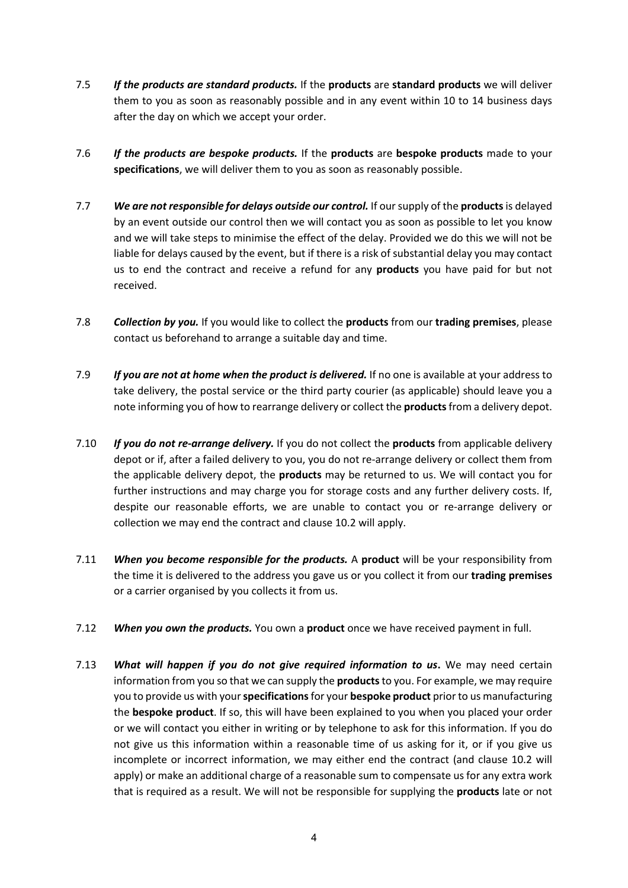7.5 ***If the products are standard products.*** If the **products** are **standard products** we will deliver them to you as soon as reasonably possible and in any event within 10 to 14 business days after the day on which we accept your order.

7.6 ***If the products are bespoke products.*** If the **products** are **bespoke products** made to your **specifications**, we will deliver them to you as soon as reasonably possible.

7.7 ***We are not responsible for delays outside our control.*** If our supply of the **products** is delayed by an event outside our control then we will contact you as soon as possible to let you know and we will take steps to minimise the effect of the delay. Provided we do this we will not be liable for delays caused by the event, but if there is a risk of substantial delay you may contact us to end the contract and receive a refund for any **products** you have paid for but not received.

7.8 ***Collection by you.*** If you would like to collect the **products** from our **trading premises**, please contact us beforehand to arrange a suitable day and time.

7.9 ***If you are not at home when the product is delivered.*** If no one is available at your address to take delivery, the postal service or the third party courier (as applicable) should leave you a note informing you of how to rearrange delivery or collect the **products** from a delivery depot.

7.10 ***If you do not re-arrange delivery.*** If you do not collect the **products** from applicable delivery depot or if, after a failed delivery to you, you do not re-arrange delivery or collect them from the applicable delivery depot, the **products** may be returned to us. We will contact you for further instructions and may charge you for storage costs and any further delivery costs. If, despite our reasonable efforts, we are unable to contact you or re-arrange delivery or collection we may end the contract and clause 10.2 will apply.

7.11 ***When you become responsible for the products.*** A **product** will be your responsibility from the time it is delivered to the address you gave us or you collect it from our **trading premises** or a carrier organised by you collects it from us.

7.12 ***When you own the products.*** You own a **product** once we have received payment in full.

7.13 ***What will happen if you do not give required information to us*.** We may need certain information from you so that we can supply the **products** to you. For example, we may require you to provide us with your **specifications** for your **bespoke product** prior to us manufacturing the **bespoke product**. If so, this will have been explained to you when you placed your order or we will contact you either in writing or by telephone to ask for this information. If you do not give us this information within a reasonable time of us asking for it, or if you give us incomplete or incorrect information, we may either end the contract (and clause 10.2 will apply) or make an additional charge of a reasonable sum to compensate us for any extra work that is required as a result. We will not be responsible for supplying the **products** late or not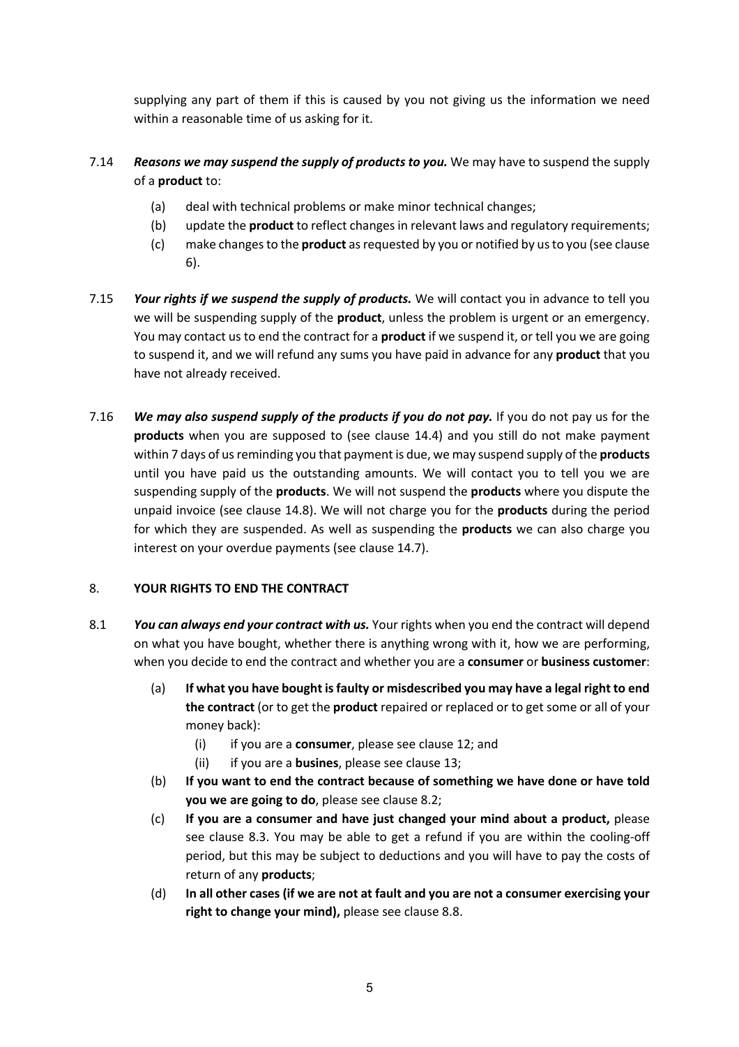supplying any part of them if this is caused by you not giving us the information we need within a reasonable time of us asking for it.

7.14 ***Reasons we may suspend the supply of products to you.*** We may have to suspend the supply of a **product** to:

(a) deal with technical problems or make minor technical changes;

(b) update the **product** to reflect changes in relevant laws and regulatory requirements;

(c) make changes to the **product** as requested by you or notified by us to you (see clause 6).

7.15 ***Your rights if we suspend the supply of products.*** We will contact you in advance to tell you we will be suspending supply of the **product**, unless the problem is urgent or an emergency. You may contact us to end the contract for a **product** if we suspend it, or tell you we are going to suspend it, and we will refund any sums you have paid in advance for any **product** that you have not already received.

7.16 ***We may also suspend supply of the products if you do not pay.*** If you do not pay us for the **products** when you are supposed to (see clause 14.4) and you still do not make payment within 7 days of us reminding you that payment is due, we may suspend supply of the **products** until you have paid us the outstanding amounts. We will contact you to tell you we are suspending supply of the **products**. We will not suspend the **products** where you dispute the unpaid invoice (see clause 14.8). We will not charge you for the **products** during the period for which they are suspended. As well as suspending the **products** we can also charge you interest on your overdue payments (see clause 14.7).

8. **YOUR RIGHTS TO END THE CONTRACT**

8.1 ***You can always end your contract with us.*** Your rights when you end the contract will depend on what you have bought, whether there is anything wrong with it, how we are performing, when you decide to end the contract and whether you are a **consumer** or **business customer**:

(a) **If what you have bought is faulty or misdescribed you may have a legal right to end the contract** (or to get the **product** repaired or replaced or to get some or all of your money back):

(i) if you are a **consumer**, please see clause 12; and

(ii) if you are a **busines**, please see clause 13;

(b) **If you want to end the contract because of something we have done or have told you we are going to do**, please see clause 8.2;

(c) **If you are a consumer and have just changed your mind about a product,** please see clause 8.3. You may be able to get a refund if you are within the cooling-off period, but this may be subject to deductions and you will have to pay the costs of return of any **products**;

(d) **In all other cases (if we are not at fault and you are not a consumer exercising your right to change your mind),** please see clause 8.8.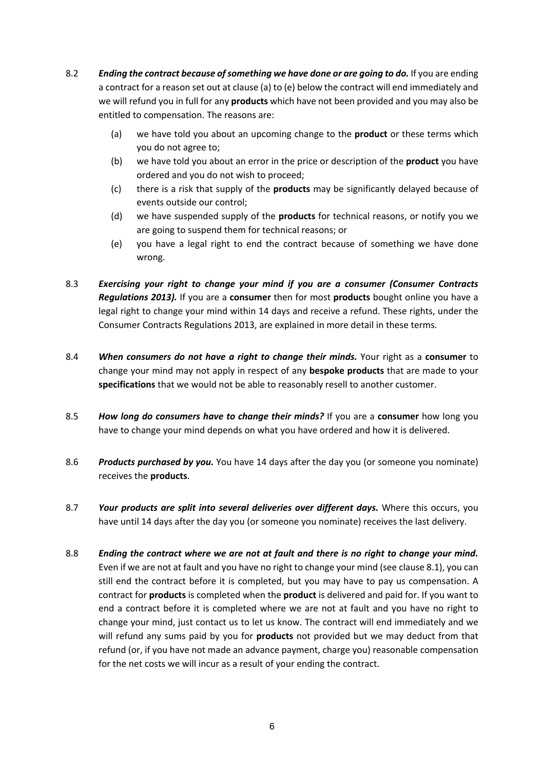8.2 ***Ending the contract because of something we have done or are going to do.*** If you are ending a contract for a reason set out at clause (a) to (e) below the contract will end immediately and we will refund you in full for any **products** which have not been provided and you may also be entitled to compensation. The reasons are:

(a) we have told you about an upcoming change to the **product** or these terms which you do not agree to;

(b) we have told you about an error in the price or description of the **product** you have ordered and you do not wish to proceed;

(c) there is a risk that supply of the **products** may be significantly delayed because of events outside our control;

(d) we have suspended supply of the **products** for technical reasons, or notify you we are going to suspend them for technical reasons; or

(e) you have a legal right to end the contract because of something we have done wrong.

8.3 ***Exercising your right to change your mind if you are a consumer (Consumer Contracts Regulations 2013).*** If you are a **consumer** then for most **products** bought online you have a legal right to change your mind within 14 days and receive a refund. These rights, under the Consumer Contracts Regulations 2013, are explained in more detail in these terms.

8.4 ***When consumers do not have a right to change their minds.*** Your right as a **consumer** to change your mind may not apply in respect of any **bespoke products** that are made to your **specifications** that we would not be able to reasonably resell to another customer.

8.5 ***How long do consumers have to change their minds?*** If you are a **consumer** how long you have to change your mind depends on what you have ordered and how it is delivered.

8.6 ***Products purchased by you.*** You have 14 days after the day you (or someone you nominate) receives the **products**.

8.7 ***Your products are split into several deliveries over different days.*** Where this occurs, you have until 14 days after the day you (or someone you nominate) receives the last delivery.

8.8 ***Ending the contract where we are not at fault and there is no right to change your mind.*** Even if we are not at fault and you have no right to change your mind (see clause 8.1), you can still end the contract before it is completed, but you may have to pay us compensation. A contract for **products** is completed when the **product** is delivered and paid for. If you want to end a contract before it is completed where we are not at fault and you have no right to change your mind, just contact us to let us know. The contract will end immediately and we will refund any sums paid by you for **products** not provided but we may deduct from that refund (or, if you have not made an advance payment, charge you) reasonable compensation for the net costs we will incur as a result of your ending the contract.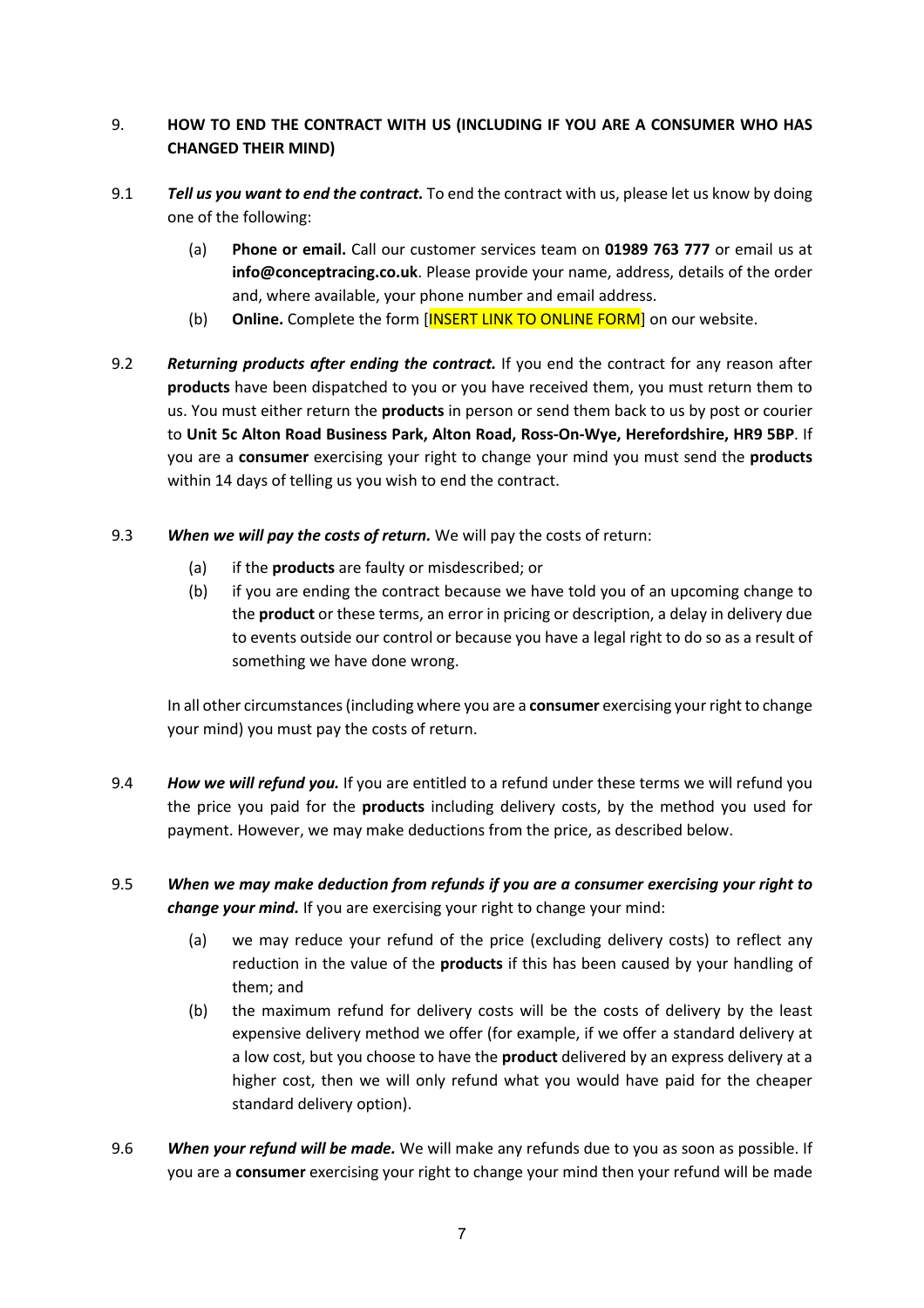## 9. HOW TO END THE CONTRACT WITH US (INCLUDING IF YOU ARE A CONSUMER WHO HAS CHANGED THEIR MIND)

9.1 ***Tell us you want to end the contract.*** To end the contract with us, please let us know by doing one of the following:

   (a) **Phone or email.** Call our customer services team on **01989 763 777** or email us at **info@conceptracing.co.uk**. Please provide your name, address, details of the order and, where available, your phone number and email address.

   (b) **Online.** Complete the form [INSERT LINK TO ONLINE FORM] on our website.

9.2 ***Returning products after ending the contract.*** If you end the contract for any reason after **products** have been dispatched to you or you have received them, you must return them to us. You must either return the **products** in person or send them back to us by post or courier to **Unit 5c Alton Road Business Park, Alton Road, Ross-On-Wye, Herefordshire, HR9 5BP**. If you are a **consumer** exercising your right to change your mind you must send the **products** within 14 days of telling us you wish to end the contract.

9.3 ***When we will pay the costs of return.*** We will pay the costs of return:

   (a) if the **products** are faulty or misdescribed; or

   (b) if you are ending the contract because we have told you of an upcoming change to the **product** or these terms, an error in pricing or description, a delay in delivery due to events outside our control or because you have a legal right to do so as a result of something we have done wrong.

   In all other circumstances (including where you are a **consumer** exercising your right to change your mind) you must pay the costs of return.

9.4 ***How we will refund you.*** If you are entitled to a refund under these terms we will refund you the price you paid for the **products** including delivery costs, by the method you used for payment. However, we may make deductions from the price, as described below.

9.5 ***When we may make deduction from refunds if you are a consumer exercising your right to change your mind.*** If you are exercising your right to change your mind:

   (a) we may reduce your refund of the price (excluding delivery costs) to reflect any reduction in the value of the **products** if this has been caused by your handling of them; and

   (b) the maximum refund for delivery costs will be the costs of delivery by the least expensive delivery method we offer (for example, if we offer a standard delivery at a low cost, but you choose to have the **product** delivered by an express delivery at a higher cost, then we will only refund what you would have paid for the cheaper standard delivery option).

9.6 ***When your refund will be made.*** We will make any refunds due to you as soon as possible. If you are a **consumer** exercising your right to change your mind then your refund will be made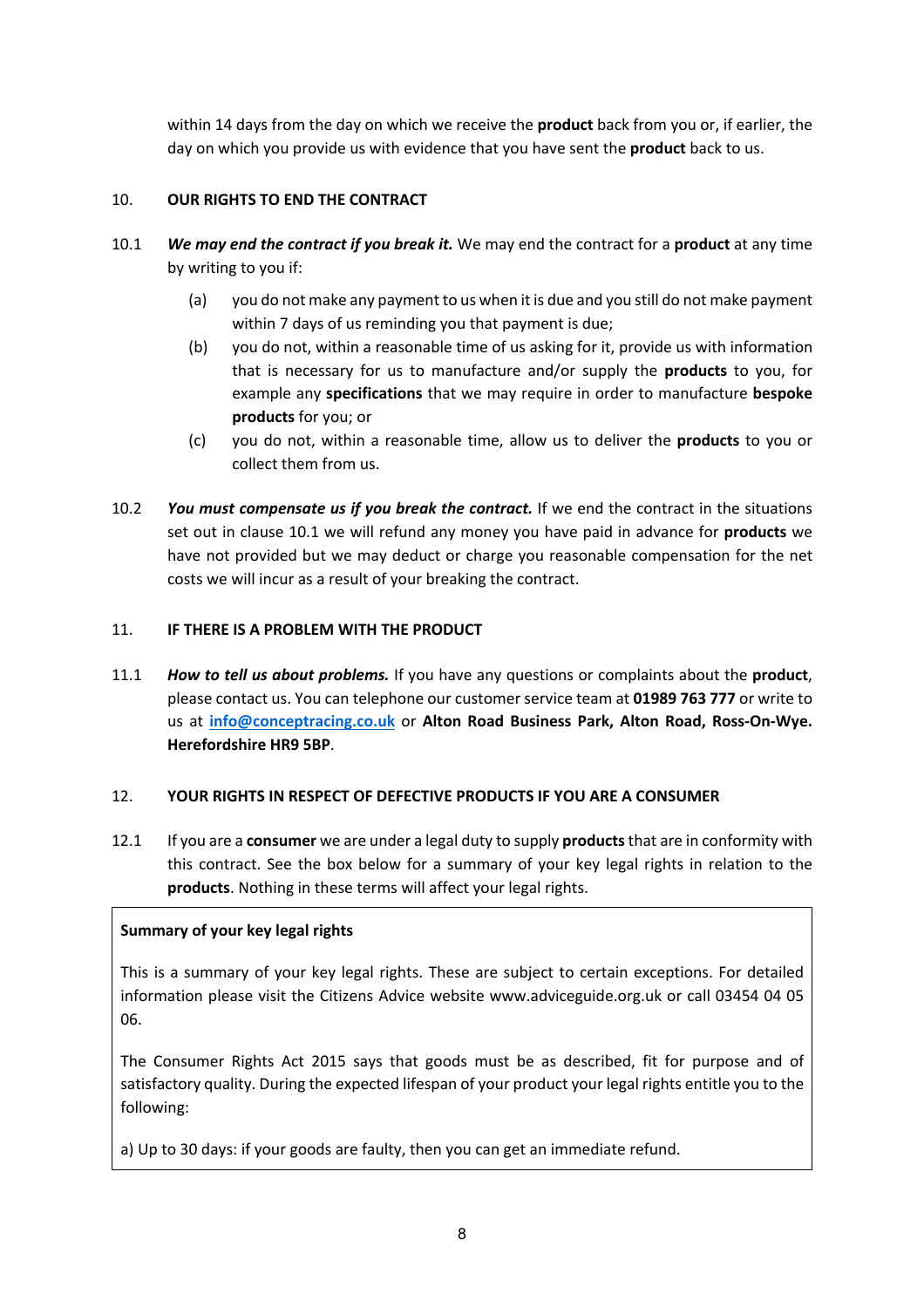within 14 days from the day on which we receive the **product** back from you or, if earlier, the day on which you provide us with evidence that you have sent the **product** back to us.

## 10. OUR RIGHTS TO END THE CONTRACT

10.1 ***We may end the contract if you break it.*** We may end the contract for a **product** at any time by writing to you if:

(a) you do not make any payment to us when it is due and you still do not make payment within 7 days of us reminding you that payment is due;

(b) you do not, within a reasonable time of us asking for it, provide us with information that is necessary for us to manufacture and/or supply the **products** to you, for example any **specifications** that we may require in order to manufacture **bespoke products** for you; or

(c) you do not, within a reasonable time, allow us to deliver the **products** to you or collect them from us.

10.2 ***You must compensate us if you break the contract.*** If we end the contract in the situations set out in clause 10.1 we will refund any money you have paid in advance for **products** we have not provided but we may deduct or charge you reasonable compensation for the net costs we will incur as a result of your breaking the contract.

## 11. IF THERE IS A PROBLEM WITH THE PRODUCT

11.1 ***How to tell us about problems.*** If you have any questions or complaints about the **product**, please contact us. You can telephone our customer service team at **01989 763 777** or write to us at **info@conceptracing.co.uk** or **Alton Road Business Park, Alton Road, Ross-On-Wye. Herefordshire HR9 5BP**.

## 12. YOUR RIGHTS IN RESPECT OF DEFECTIVE PRODUCTS IF YOU ARE A CONSUMER

12.1 If you are a **consumer** we are under a legal duty to supply **products** that are in conformity with this contract. See the box below for a summary of your key legal rights in relation to the **products**. Nothing in these terms will affect your legal rights.

**Summary of your key legal rights**

This is a summary of your key legal rights. These are subject to certain exceptions. For detailed information please visit the Citizens Advice website www.adviceguide.org.uk or call 03454 04 05 06.

The Consumer Rights Act 2015 says that goods must be as described, fit for purpose and of satisfactory quality. During the expected lifespan of your product your legal rights entitle you to the following:

a) Up to 30 days: if your goods are faulty, then you can get an immediate refund.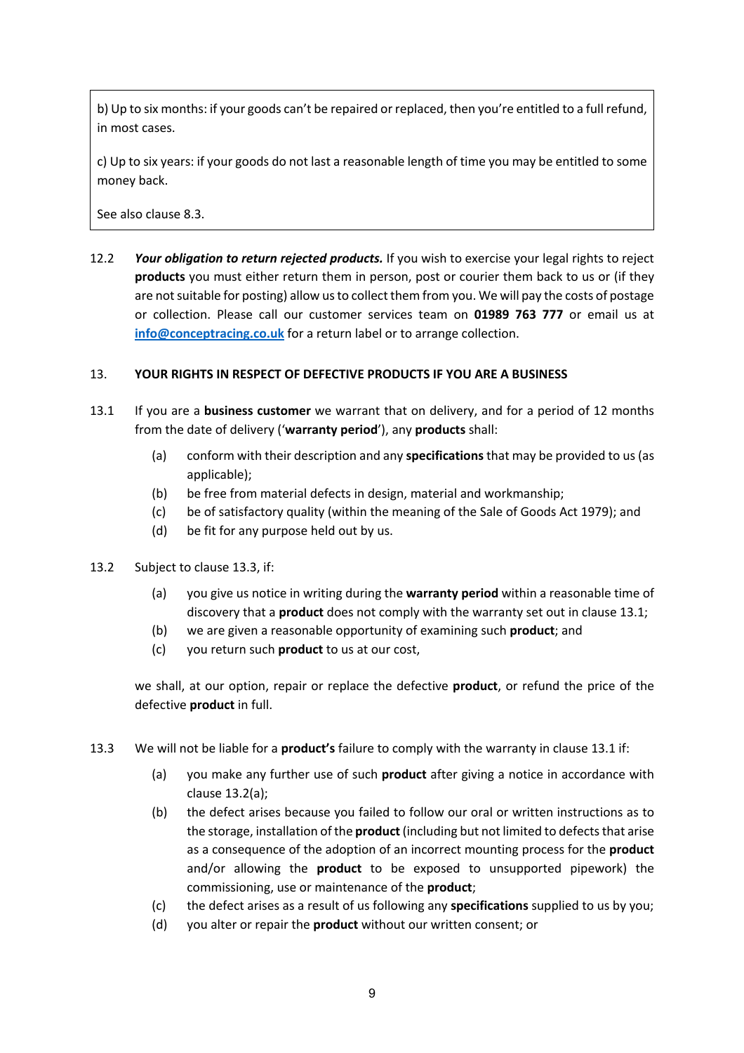> b) Up to six months: if your goods can't be repaired or replaced, then you're entitled to a full refund, in most cases.
>
> c) Up to six years: if your goods do not last a reasonable length of time you may be entitled to some money back.
>
> See also clause 8.3.

12.2 ***Your obligation to return rejected products.*** If you wish to exercise your legal rights to reject **products** you must either return them in person, post or courier them back to us or (if they are not suitable for posting) allow us to collect them from you. We will pay the costs of postage or collection. Please call our customer services team on **01989 763 777** or email us at **info@conceptracing.co.uk** for a return label or to arrange collection.

### 13. YOUR RIGHTS IN RESPECT OF DEFECTIVE PRODUCTS IF YOU ARE A BUSINESS

13.1 If you are a **business customer** we warrant that on delivery, and for a period of 12 months from the date of delivery ('**warranty period**'), any **products** shall:

- (a) conform with their description and any **specifications** that may be provided to us (as applicable);
- (b) be free from material defects in design, material and workmanship;
- (c) be of satisfactory quality (within the meaning of the Sale of Goods Act 1979); and
- (d) be fit for any purpose held out by us.

13.2 Subject to clause 13.3, if:

- (a) you give us notice in writing during the **warranty period** within a reasonable time of discovery that a **product** does not comply with the warranty set out in clause 13.1;
- (b) we are given a reasonable opportunity of examining such **product**; and
- (c) you return such **product** to us at our cost,

we shall, at our option, repair or replace the defective **product**, or refund the price of the defective **product** in full.

13.3 We will not be liable for a **product's** failure to comply with the warranty in clause 13.1 if:

- (a) you make any further use of such **product** after giving a notice in accordance with clause 13.2(a);
- (b) the defect arises because you failed to follow our oral or written instructions as to the storage, installation of the **product** (including but not limited to defects that arise as a consequence of the adoption of an incorrect mounting process for the **product** and/or allowing the **product** to be exposed to unsupported pipework) the commissioning, use or maintenance of the **product**;
- (c) the defect arises as a result of us following any **specifications** supplied to us by you;
- (d) you alter or repair the **product** without our written consent; or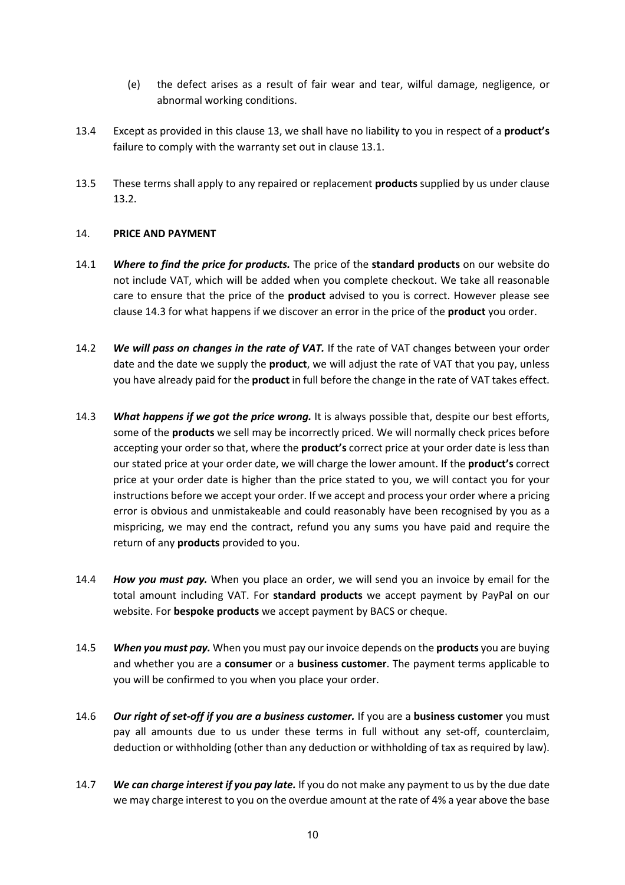(e) the defect arises as a result of fair wear and tear, wilful damage, negligence, or abnormal working conditions.

13.4 Except as provided in this clause 13, we shall have no liability to you in respect of a **product's** failure to comply with the warranty set out in clause 13.1.

13.5 These terms shall apply to any repaired or replacement **products** supplied by us under clause 13.2.

## 14. PRICE AND PAYMENT

14.1 ***Where to find the price for products.*** The price of the **standard products** on our website do not include VAT, which will be added when you complete checkout. We take all reasonable care to ensure that the price of the **product** advised to you is correct. However please see clause 14.3 for what happens if we discover an error in the price of the **product** you order.

14.2 ***We will pass on changes in the rate of VAT.*** If the rate of VAT changes between your order date and the date we supply the **product**, we will adjust the rate of VAT that you pay, unless you have already paid for the **product** in full before the change in the rate of VAT takes effect.

14.3 ***What happens if we got the price wrong.*** It is always possible that, despite our best efforts, some of the **products** we sell may be incorrectly priced. We will normally check prices before accepting your order so that, where the **product's** correct price at your order date is less than our stated price at your order date, we will charge the lower amount. If the **product's** correct price at your order date is higher than the price stated to you, we will contact you for your instructions before we accept your order. If we accept and process your order where a pricing error is obvious and unmistakeable and could reasonably have been recognised by you as a mispricing, we may end the contract, refund you any sums you have paid and require the return of any **products** provided to you.

14.4 ***How you must pay.*** When you place an order, we will send you an invoice by email for the total amount including VAT. For **standard products** we accept payment by PayPal on our website. For **bespoke products** we accept payment by BACS or cheque.

14.5 ***When you must pay.*** When you must pay our invoice depends on the **products** you are buying and whether you are a **consumer** or a **business customer**. The payment terms applicable to you will be confirmed to you when you place your order.

14.6 ***Our right of set-off if you are a business customer.*** If you are a **business customer** you must pay all amounts due to us under these terms in full without any set-off, counterclaim, deduction or withholding (other than any deduction or withholding of tax as required by law).

14.7 ***We can charge interest if you pay late.*** If you do not make any payment to us by the due date we may charge interest to you on the overdue amount at the rate of 4% a year above the base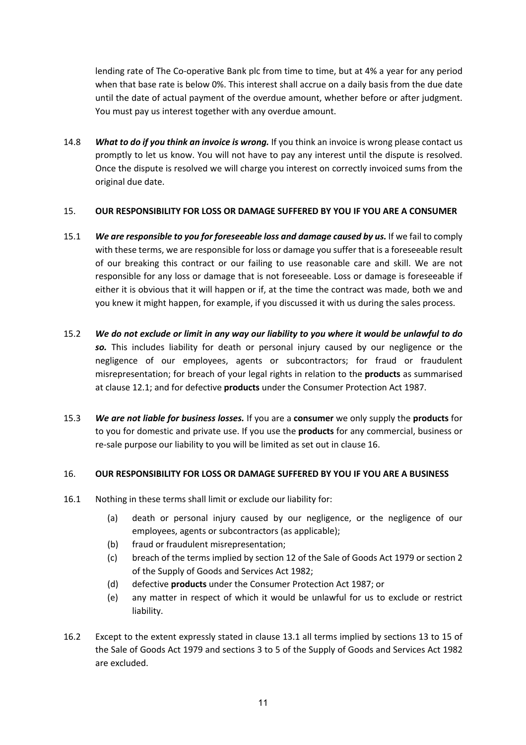lending rate of The Co-operative Bank plc from time to time, but at 4% a year for any period when that base rate is below 0%. This interest shall accrue on a daily basis from the due date until the date of actual payment of the overdue amount, whether before or after judgment. You must pay us interest together with any overdue amount.

14.8 ***What to do if you think an invoice is wrong.*** If you think an invoice is wrong please contact us promptly to let us know. You will not have to pay any interest until the dispute is resolved. Once the dispute is resolved we will charge you interest on correctly invoiced sums from the original due date.

## 15. OUR RESPONSIBILITY FOR LOSS OR DAMAGE SUFFERED BY YOU IF YOU ARE A CONSUMER

15.1 ***We are responsible to you for foreseeable loss and damage caused by us.*** If we fail to comply with these terms, we are responsible for loss or damage you suffer that is a foreseeable result of our breaking this contract or our failing to use reasonable care and skill. We are not responsible for any loss or damage that is not foreseeable. Loss or damage is foreseeable if either it is obvious that it will happen or if, at the time the contract was made, both we and you knew it might happen, for example, if you discussed it with us during the sales process.

15.2 ***We do not exclude or limit in any way our liability to you where it would be unlawful to do so.*** This includes liability for death or personal injury caused by our negligence or the negligence of our employees, agents or subcontractors; for fraud or fraudulent misrepresentation; for breach of your legal rights in relation to the **products** as summarised at clause 12.1; and for defective **products** under the Consumer Protection Act 1987.

15.3 ***We are not liable for business losses.*** If you are a **consumer** we only supply the **products** for to you for domestic and private use. If you use the **products** for any commercial, business or re-sale purpose our liability to you will be limited as set out in clause 16.

## 16. OUR RESPONSIBILITY FOR LOSS OR DAMAGE SUFFERED BY YOU IF YOU ARE A BUSINESS

16.1 Nothing in these terms shall limit or exclude our liability for:

- (a) death or personal injury caused by our negligence, or the negligence of our employees, agents or subcontractors (as applicable);
- (b) fraud or fraudulent misrepresentation;
- (c) breach of the terms implied by section 12 of the Sale of Goods Act 1979 or section 2 of the Supply of Goods and Services Act 1982;
- (d) defective **products** under the Consumer Protection Act 1987; or
- (e) any matter in respect of which it would be unlawful for us to exclude or restrict liability.

16.2 Except to the extent expressly stated in clause 13.1 all terms implied by sections 13 to 15 of the Sale of Goods Act 1979 and sections 3 to 5 of the Supply of Goods and Services Act 1982 are excluded.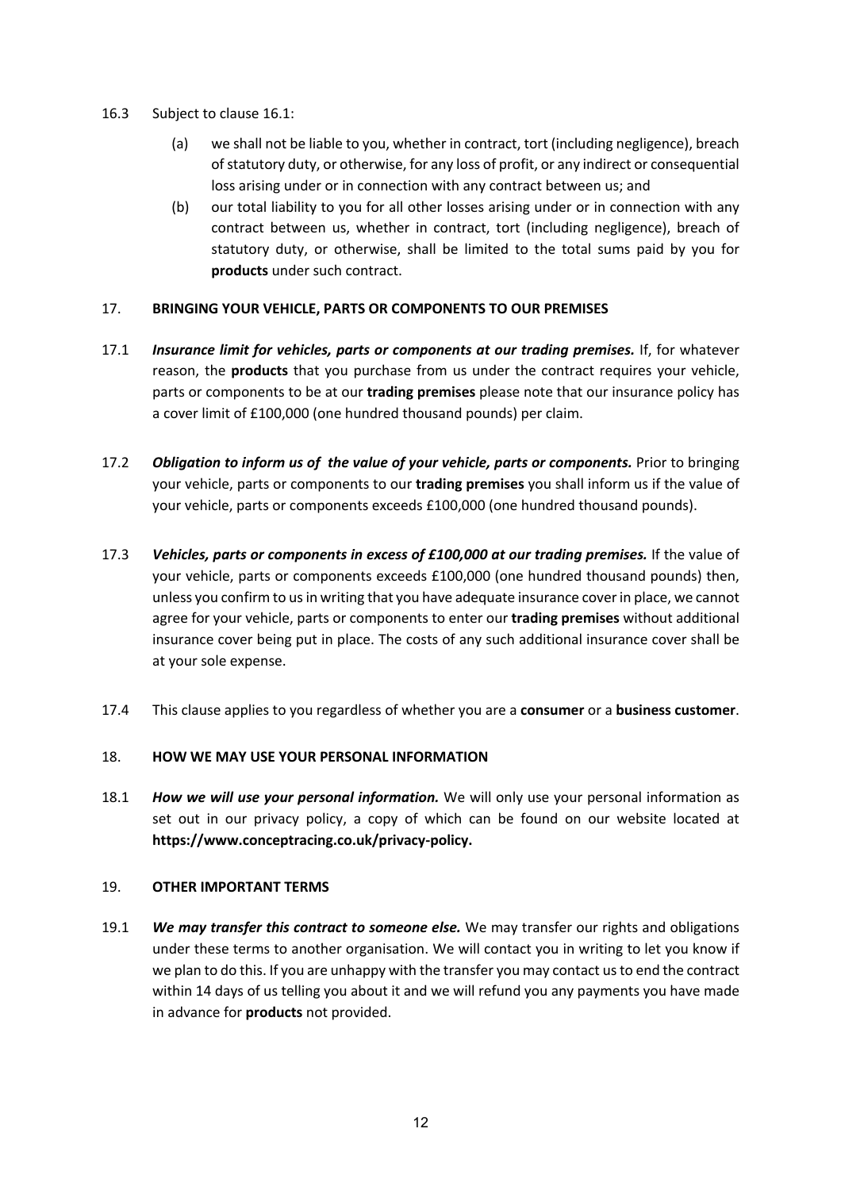16.3 Subject to clause 16.1:

(a) we shall not be liable to you, whether in contract, tort (including negligence), breach of statutory duty, or otherwise, for any loss of profit, or any indirect or consequential loss arising under or in connection with any contract between us; and

(b) our total liability to you for all other losses arising under or in connection with any contract between us, whether in contract, tort (including negligence), breach of statutory duty, or otherwise, shall be limited to the total sums paid by you for **products** under such contract.

## 17. BRINGING YOUR VEHICLE, PARTS OR COMPONENTS TO OUR PREMISES

17.1 ***Insurance limit for vehicles, parts or components at our trading premises.*** If, for whatever reason, the **products** that you purchase from us under the contract requires your vehicle, parts or components to be at our **trading premises** please note that our insurance policy has a cover limit of £100,000 (one hundred thousand pounds) per claim.

17.2 ***Obligation to inform us of the value of your vehicle, parts or components.*** Prior to bringing your vehicle, parts or components to our **trading premises** you shall inform us if the value of your vehicle, parts or components exceeds £100,000 (one hundred thousand pounds).

17.3 ***Vehicles, parts or components in excess of £100,000 at our trading premises.*** If the value of your vehicle, parts or components exceeds £100,000 (one hundred thousand pounds) then, unless you confirm to us in writing that you have adequate insurance cover in place, we cannot agree for your vehicle, parts or components to enter our **trading premises** without additional insurance cover being put in place. The costs of any such additional insurance cover shall be at your sole expense.

17.4 This clause applies to you regardless of whether you are a **consumer** or a **business customer**.

## 18. HOW WE MAY USE YOUR PERSONAL INFORMATION

18.1 ***How we will use your personal information.*** We will only use your personal information as set out in our privacy policy, a copy of which can be found on our website located at **https://www.conceptracing.co.uk/privacy-policy.**

## 19. OTHER IMPORTANT TERMS

19.1 ***We may transfer this contract to someone else.*** We may transfer our rights and obligations under these terms to another organisation. We will contact you in writing to let you know if we plan to do this. If you are unhappy with the transfer you may contact us to end the contract within 14 days of us telling you about it and we will refund you any payments you have made in advance for **products** not provided.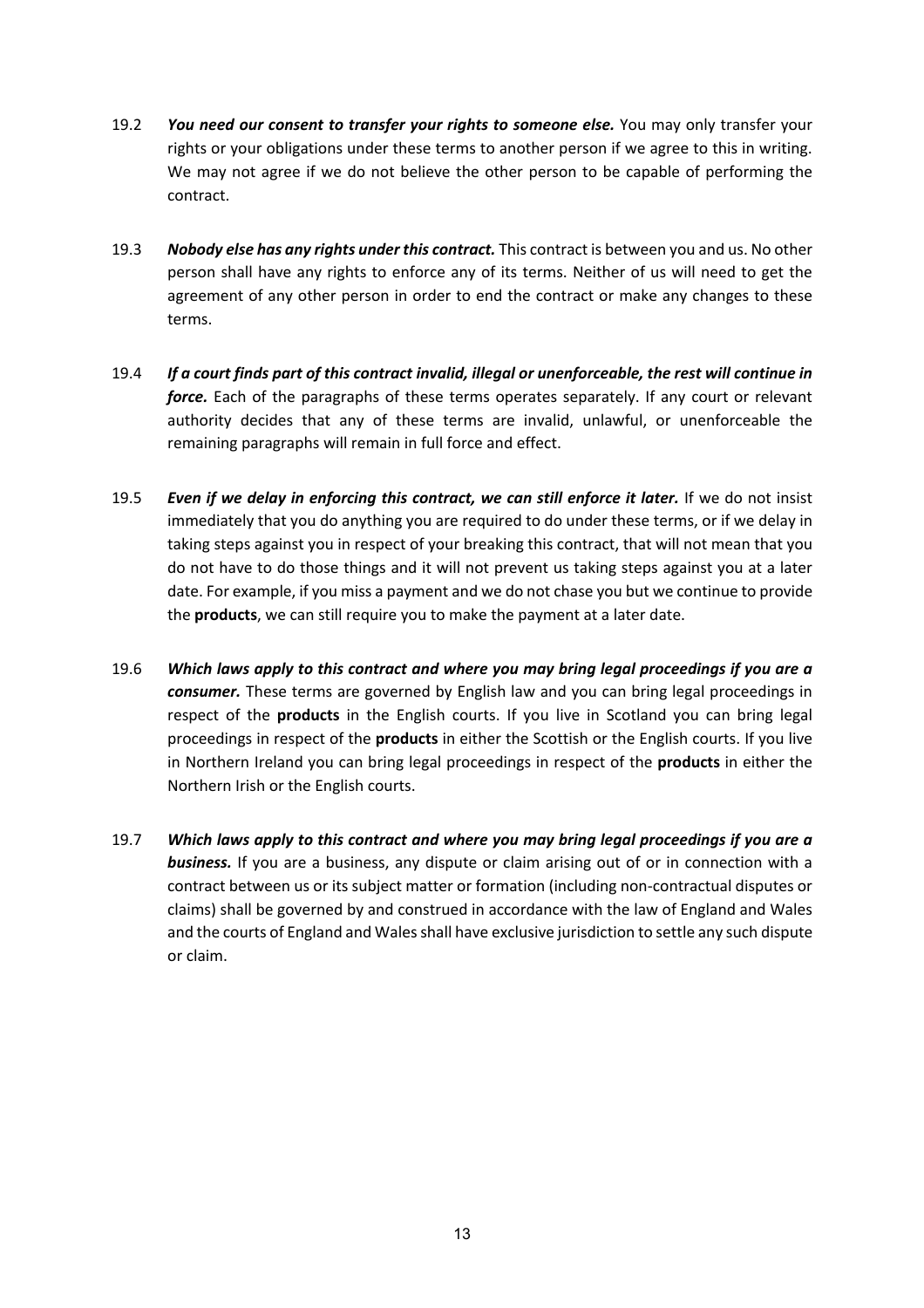19.2 ***You need our consent to transfer your rights to someone else.*** You may only transfer your rights or your obligations under these terms to another person if we agree to this in writing. We may not agree if we do not believe the other person to be capable of performing the contract.

19.3 ***Nobody else has any rights under this contract.*** This contract is between you and us. No other person shall have any rights to enforce any of its terms. Neither of us will need to get the agreement of any other person in order to end the contract or make any changes to these terms.

19.4 ***If a court finds part of this contract invalid, illegal or unenforceable, the rest will continue in force.*** Each of the paragraphs of these terms operates separately. If any court or relevant authority decides that any of these terms are invalid, unlawful, or unenforceable the remaining paragraphs will remain in full force and effect.

19.5 ***Even if we delay in enforcing this contract, we can still enforce it later.*** If we do not insist immediately that you do anything you are required to do under these terms, or if we delay in taking steps against you in respect of your breaking this contract, that will not mean that you do not have to do those things and it will not prevent us taking steps against you at a later date. For example, if you miss a payment and we do not chase you but we continue to provide the **products**, we can still require you to make the payment at a later date.

19.6 ***Which laws apply to this contract and where you may bring legal proceedings if you are a consumer.*** These terms are governed by English law and you can bring legal proceedings in respect of the **products** in the English courts. If you live in Scotland you can bring legal proceedings in respect of the **products** in either the Scottish or the English courts. If you live in Northern Ireland you can bring legal proceedings in respect of the **products** in either the Northern Irish or the English courts.

19.7 ***Which laws apply to this contract and where you may bring legal proceedings if you are a business.*** If you are a business, any dispute or claim arising out of or in connection with a contract between us or its subject matter or formation (including non-contractual disputes or claims) shall be governed by and construed in accordance with the law of England and Wales and the courts of England and Wales shall have exclusive jurisdiction to settle any such dispute or claim.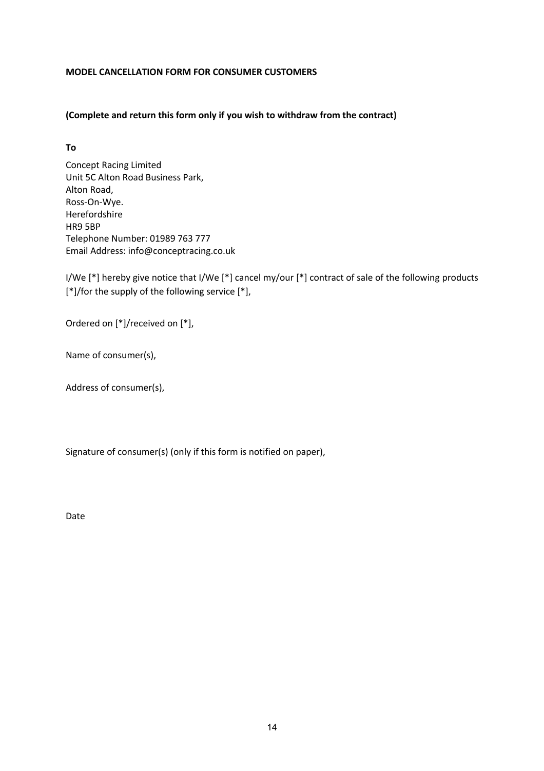**MODEL CANCELLATION FORM FOR CONSUMER CUSTOMERS**

**(Complete and return this form only if you wish to withdraw from the contract)**

**To**

Concept Racing Limited
Unit 5C Alton Road Business Park,
Alton Road,
Ross-On-Wye.
Herefordshire
HR9 5BP
Telephone Number: 01989 763 777
Email Address: info@conceptracing.co.uk

I/We [*] hereby give notice that I/We [*] cancel my/our [*] contract of sale of the following products [*]/for the supply of the following service [*],

Ordered on [*]/received on [*],

Name of consumer(s),

Address of consumer(s),

Signature of consumer(s) (only if this form is notified on paper),

Date